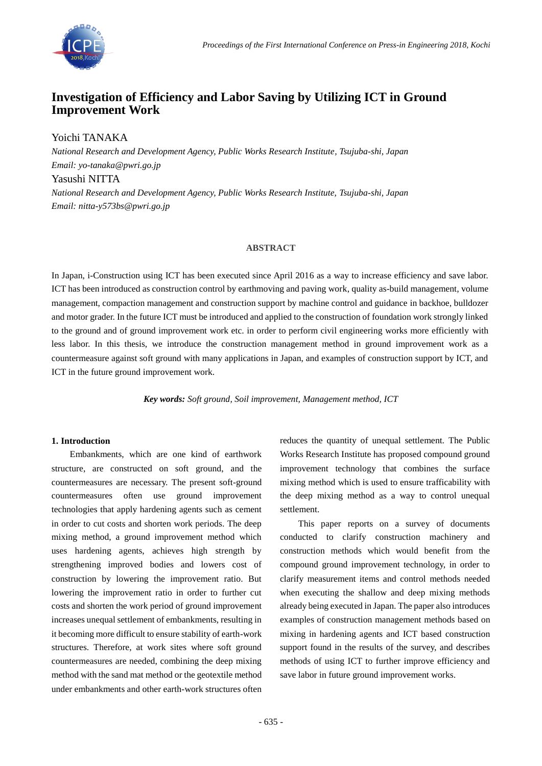# Investigation of Efficiency and Labor Saving by Utilizing ICT in Ground Improvement Work

Yoichi TANAKA

*National Research and Development Agency, Public Works Research Institute, Tsujuba-shi, Japan*
*Email: yo-tanaka@pwri.go.jp*

Yasushi NITTA

*National Research and Development Agency, Public Works Research Institute, Tsujuba-shi, Japan*
*Email: nitta-y573bs@pwri.go.jp*

## ABSTRACT

In Japan, i-Construction using ICT has been executed since April 2016 as a way to increase efficiency and save labor. ICT has been introduced as construction control by earthmoving and paving work, quality as-build management, volume management, compaction management and construction support by machine control and guidance in backhoe, bulldozer and motor grader. In the future ICT must be introduced and applied to the construction of foundation work strongly linked to the ground and of ground improvement work etc. in order to perform civil engineering works more efficiently with less labor. In this thesis, we introduce the construction management method in ground improvement work as a countermeasure against soft ground with many applications in Japan, and examples of construction support by ICT, and ICT in the future ground improvement work.

***Key words:*** *Soft ground, Soil improvement, Management method, ICT*

## 1. Introduction

Embankments, which are one kind of earthwork structure, are constructed on soft ground, and the countermeasures are necessary. The present soft-ground countermeasures often use ground improvement technologies that apply hardening agents such as cement in order to cut costs and shorten work periods. The deep mixing method, a ground improvement method which uses hardening agents, achieves high strength by strengthening improved bodies and lowers cost of construction by lowering the improvement ratio. But lowering the improvement ratio in order to further cut costs and shorten the work period of ground improvement increases unequal settlement of embankments, resulting in it becoming more difficult to ensure stability of earth-work structures. Therefore, at work sites where soft ground countermeasures are needed, combining the deep mixing method with the sand mat method or the geotextile method under embankments and other earth-work structures often reduces the quantity of unequal settlement. The Public Works Research Institute has proposed compound ground improvement technology that combines the surface mixing method which is used to ensure trafficability with the deep mixing method as a way to control unequal settlement.

This paper reports on a survey of documents conducted to clarify construction machinery and construction methods which would benefit from the compound ground improvement technology, in order to clarify measurement items and control methods needed when executing the shallow and deep mixing methods already being executed in Japan. The paper also introduces examples of construction management methods based on mixing in hardening agents and ICT based construction support found in the results of the survey, and describes methods of using ICT to further improve efficiency and save labor in future ground improvement works.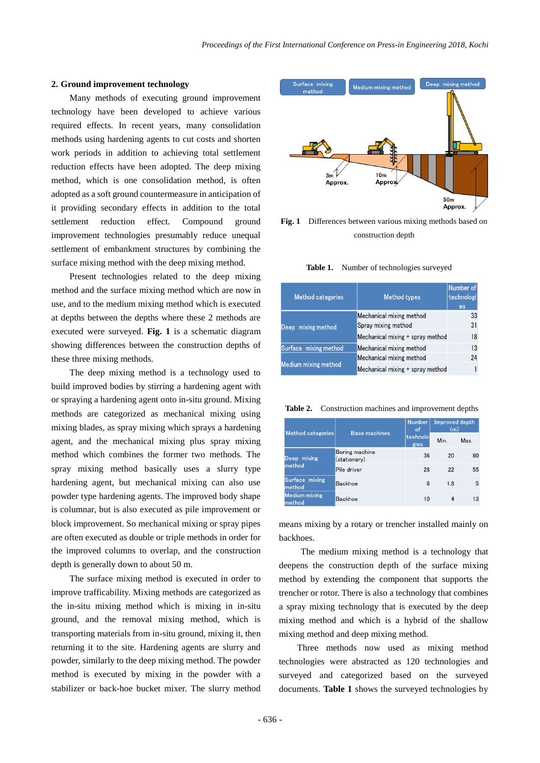## 2. Ground improvement technology

Many methods of executing ground improvement technology have been developed to achieve various required effects. In recent years, many consolidation methods using hardening agents to cut costs and shorten work periods in addition to achieving total settlement reduction effects have been adopted. The deep mixing method, which is one consolidation method, is often adopted as a soft ground countermeasure in anticipation of it providing secondary effects in addition to the total settlement reduction effect. Compound ground improvement technologies presumably reduce unequal settlement of embankment structures by combining the surface mixing method with the deep mixing method.

Present technologies related to the deep mixing method and the surface mixing method which are now in use, and to the medium mixing method which is executed at depths between the depths where these 2 methods are executed were surveyed. **Fig. 1** is a schematic diagram showing differences between the construction depths of these three mixing methods.

The deep mixing method is a technology used to build improved bodies by stirring a hardening agent with or spraying a hardening agent onto in-situ ground. Mixing methods are categorized as mechanical mixing using mixing blades, as spray mixing which sprays a hardening agent, and the mechanical mixing plus spray mixing method which combines the former two methods. The spray mixing method basically uses a slurry type hardening agent, but mechanical mixing can also use powder type hardening agents. The improved body shape is columnar, but is also executed as pile improvement or block improvement. So mechanical mixing or spray pipes are often executed as double or triple methods in order for the improved columns to overlap, and the construction depth is generally down to about 50 m.

The surface mixing method is executed in order to improve trafficability. Mixing methods are categorized as the in-situ mixing method which is mixing in in-situ ground, and the removal mixing method, which is transporting materials from in-situ ground, mixing it, then returning it to the site. Hardening agents are slurry and powder, similarly to the deep mixing method. The powder method is executed by mixing in the powder with a stabilizer or back-hoe bucket mixer. The slurry method means mixing by a rotary or trencher installed mainly on backhoes.

The medium mixing method is a technology that deepens the construction depth of the surface mixing method by extending the component that supports the trencher or rotor. There is also a technology that combines a spray mixing technology that is executed by the deep mixing method and which is a hybrid of the shallow mixing method and deep mixing method.

Three methods now used as mixing method technologies were abstracted as 120 technologies and surveyed and categorized based on the surveyed documents. **Table 1** shows the surveyed technologies by

**Fig. 1** Differences between various mixing methods based on construction depth

**Table 1.** Number of technologies surveyed

| Method categories | Method types | Number of technologies |
|---|---|---|
| Deep mixing method | Mechanical mixing method | 33 |
| | Spray mixing method | 31 |
| | Mechanical mixing + spray method | 18 |
| Surface mixing method | Mechanical mixing method | 13 |
| Medium mixing method | Mechanical mixing method | 24 |
| | Mechanical mixing + spray method | 1 |

**Table 2.** Construction machines and improvement depths

| Method categories | Base machines | Number of technologies | Improved depth (m) | |
|---|---|---|---|---|
| | | | Min. | Max. |
| Deep mixing method | Boring machine (stationary) | 36 | 20 | 80 |
| | Pile driver | 28 | 22 | 55 |
| Surface mixing method | Backhoe | 8 | 1.8 | 5 |
| Medium mixing method | Backhoe | 10 | 4 | 13 |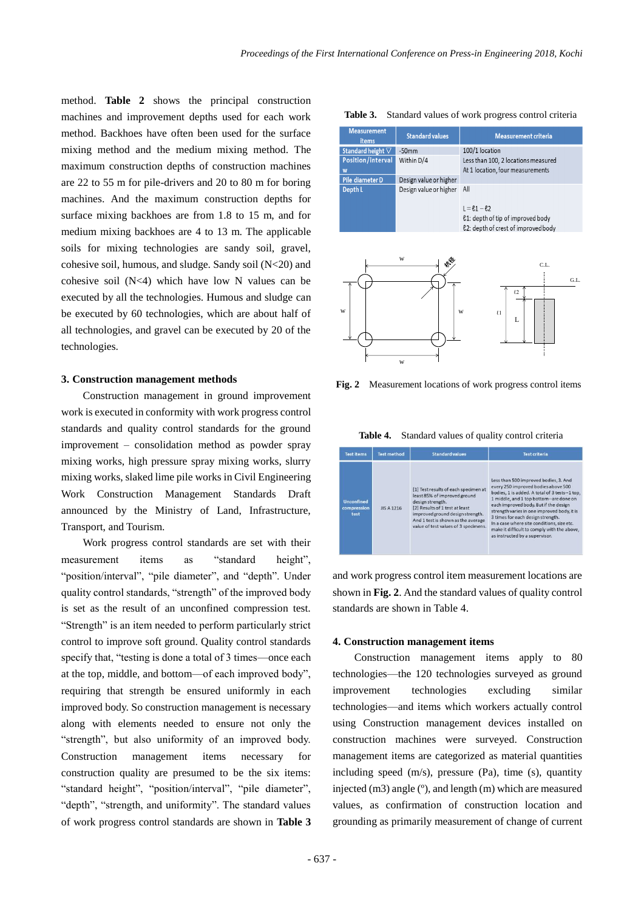method. **Table 2** shows the principal construction machines and improvement depths used for each work method. Backhoes have often been used for the surface mixing method and the medium mixing method. The maximum construction depths of construction machines are 22 to 55 m for pile-drivers and 20 to 80 m for boring machines. And the maximum construction depths for surface mixing backhoes are from 1.8 to 15 m, and for medium mixing backhoes are 4 to 13 m. The applicable soils for mixing technologies are sandy soil, gravel, cohesive soil, humous, and sludge. Sandy soil (N<20) and cohesive soil (N<4) which have low N values can be executed by all the technologies. Humous and sludge can be executed by 60 technologies, which are about half of all technologies, and gravel can be executed by 20 of the technologies.

## 3. Construction management methods

Construction management in ground improvement work is executed in conformity with work progress control standards and quality control standards for the ground improvement – consolidation method as powder spray mixing works, high pressure spray mixing works, slurry mixing works, slaked lime pile works in Civil Engineering Work Construction Management Standards Draft announced by the Ministry of Land, Infrastructure, Transport, and Tourism.

Work progress control standards are set with their measurement items as "standard height", "position/interval", "pile diameter", and "depth". Under quality control standards, "strength" of the improved body is set as the result of an unconfined compression test. "Strength" is an item needed to perform particularly strict control to improve soft ground. Quality control standards specify that, "testing is done a total of 3 times—once each at the top, middle, and bottom—of each improved body", requiring that strength be ensured uniformly in each improved body. So construction management is necessary along with elements needed to ensure not only the "strength", but also uniformity of an improved body. Construction management items necessary for construction quality are presumed to be the six items: "standard height", "position/interval", "pile diameter", "depth", "strength, and uniformity". The standard values of work progress control standards are shown in **Table 3** and work progress control item measurement locations are shown in **Fig. 2**. And the standard values of quality control standards are shown in Table 4.

**Table 3.** Standard values of work progress control criteria

| Measurement items | Standard values | Measurement criteria |
|---|---|---|
| Standard height ▽ | -50mm | 100/1 location |
| Position/interval w | Within D/4 | Less than 100, 2 locations measured<br>At 1 location, four measurements |
| Pile diameter D | Design value or higher | |
| Depth L | Design value or higher | All<br><br>$L = \ell 1 - \ell 2$<br>$\ell 1$: depth of tip of improved body<br>$\ell 2$: depth of crest of improved body |

**Fig. 2** Measurement locations of work progress control items

**Table 4.** Standard values of quality control criteria

| Test items | Test method | Standard values | Test criteria |
|---|---|---|---|
| Unconfined compression test | JIS A 1216 | [1] Test results of each specimen at least 85% of improved ground design strength.<br>[2] Results of 1 test at least improved ground design strength. And 1 test is shown as the average value of test values of 3 specimens. | Less than 500 improved bodies, 3. And every 250 improved bodies above 500 bodies, 1 is added. A total of 3 tests–1 top, 1 middle, and 1 top bottom—are done on each improved body. But if the design strength varies in one improved body, it is 3 times for each design strength.<br>In a case where site conditions, size etc. make it difficult to comply with the above, as instructed by a supervisor. |

## 4. Construction management items

Construction management items apply to 80 technologies—the 120 technologies surveyed as ground improvement technologies excluding similar technologies—and items which workers actually control using Construction management devices installed on construction machines were surveyed. Construction management items are categorized as material quantities including speed (m/s), pressure (Pa), time (s), quantity injected ($m3$) angle (°), and length (m) which are measured values, as confirmation of construction location and grounding as primarily measurement of change of current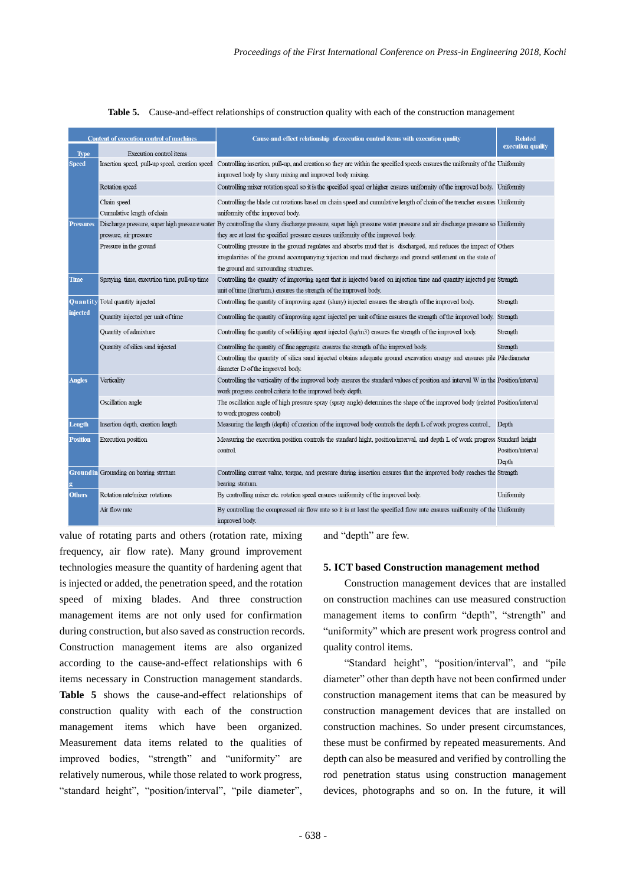**Table 5.** Cause-and-effect relationships of construction quality with each of the construction management

| Content of execution control of machines | | Cause-and-effect relationship of execution control items with execution quality | Related execution quality |
|---|---|---|---|
| Type | Execution control items | | |
| Speed | Insertion speed, pull-up speed, creation speed | Controlling insertion, pull-up, and creation so they are within the specified speeds ensures the uniformity of the improved body by slurry mixing and improved body mixing. | Uniformity |
| | Rotation speed | Controlling mixer rotation speed so it is the specified speed or higher ensures uniformity of the improved body. | Uniformity |
| | Chain speed<br>Cumulative length of chain | Controlling the blade cut rotations based on chain speed and cumulative length of chain of the trencher ensures uniformity of the improved body. | Uniformity |
| Pressures | Discharge pressure, super high pressure water pressure, air pressure | By controlling the slurry discharge pressure, super high pressure water pressure and air discharge pressure so they are at least the specified pressure ensures uniformity of the improved body. | Uniformity |
| | Pressure in the ground | Controlling pressure in the ground regulates and absorbs mud that is discharged, and reduces the impact of irregularities of the ground accompanying injection and mud discharge and ground settlement on the state of the ground and surrounding structures. | Others |
| Time | Spraying time, execution time, pull-up time | Controlling the quantity of improving agent that is injected based on injection time and quantity injected per unit of time (liter/min.) ensures the strength of the improved body. | Strength |
| Quantity injected | Total quantity injected | Controlling the quantity of improving agent (slurry) injected ensures the strength of the improved body. | Strength |
| | Quantity injected per unit of time | Controlling the quantity of improving agent injected per unit of time ensures the strength of the improved body. | Strength |
| | Quantity of admixture | Controlling the quantity of solidifying agent injected (kg/m3) ensures the strength of the improved body. | Strength |
| | Quantity of silica sand injected | Controlling the quantity of fine aggregate ensures the strength of the improved body.<br>Controlling the quantity of silica sand injected obtains adequate ground excavation energy and ensures pile diameter D of the improved body. | Strength<br>Pile diameter |
| Angles | Verticality | Controlling the verticality of the improved body ensures the standard values of position and interval W in the work progress control criteria to the improved body depth. | Position/interval |
| | Oscillation angle | The oscillation angle of high pressure spray (spray angle) determines the shape of the improved body (related to work progress control) | Position/interval |
| Length | Insertion depth, creation length | Measuring the length (depth) of creation of the improved body controls the depth L of work progress control., | Depth |
| Position | Execution position | Measuring the execution position controls the standard hight, position/interval, and depth L of work progress control. | Standard height<br>Position/interval<br>Depth |
| Grounding | Grounding on bearing stratum | Controlling current value, torque, and pressure during insertion ensures that the improved body reaches the bearing stratum. | Strength |
| Others | Rotation rate/mixer rotations | By controlling mixer etc. rotation speed ensures uniformity of the improved body. | Uniformity |
| | Air flow rate | By controlling the compressed air flow rate so it is at least the specified flow rate ensures uniformity of the improved body. | Uniformity |

value of rotating parts and others (rotation rate, mixing frequency, air flow rate). Many ground improvement technologies measure the quantity of hardening agent that is injected or added, the penetration speed, and the rotation speed of mixing blades. And three construction management items are not only used for confirmation during construction, but also saved as construction records. Construction management items are also organized according to the cause-and-effect relationships with 6 items necessary in Construction management standards. **Table 5** shows the cause-and-effect relationships of construction quality with each of the construction management items which have been organized. Measurement data items related to the qualities of improved bodies, "strength" and "uniformity" are relatively numerous, while those related to work progress, "standard height", "position/interval", "pile diameter", and "depth" are few.

## 5. ICT based Construction management method

Construction management devices that are installed on construction machines can use measured construction management items to confirm "depth", "strength" and "uniformity" which are present work progress control and quality control items.

"Standard height", "position/interval", and "pile diameter" other than depth have not been confirmed under construction management items that can be measured by construction management devices that are installed on construction machines. So under present circumstances, these must be confirmed by repeated measurements. And depth can also be measured and verified by controlling the rod penetration status using construction management devices, photographs and so on. In the future, it will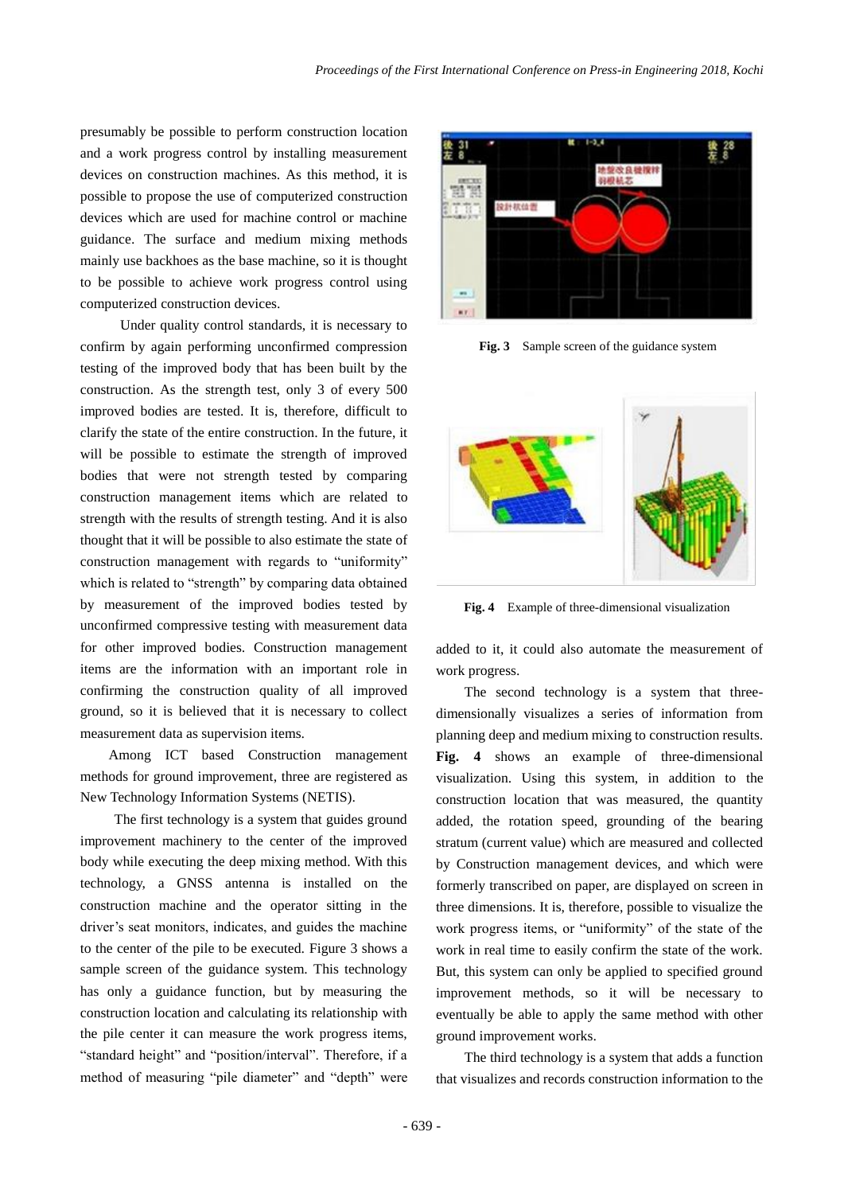presumably be possible to perform construction location and a work progress control by installing measurement devices on construction machines. As this method, it is possible to propose the use of computerized construction devices which are used for machine control or machine guidance. The surface and medium mixing methods mainly use backhoes as the base machine, so it is thought to be possible to achieve work progress control using computerized construction devices.

Under quality control standards, it is necessary to confirm by again performing unconfirmed compression testing of the improved body that has been built by the construction. As the strength test, only 3 of every 500 improved bodies are tested. It is, therefore, difficult to clarify the state of the entire construction. In the future, it will be possible to estimate the strength of improved bodies that were not strength tested by comparing construction management items which are related to strength with the results of strength testing. And it is also thought that it will be possible to also estimate the state of construction management with regards to "uniformity" which is related to "strength" by comparing data obtained by measurement of the improved bodies tested by unconfirmed compressive testing with measurement data for other improved bodies. Construction management items are the information with an important role in confirming the construction quality of all improved ground, so it is believed that it is necessary to collect measurement data as supervision items.

Among ICT based Construction management methods for ground improvement, three are registered as New Technology Information Systems (NETIS).

The first technology is a system that guides ground improvement machinery to the center of the improved body while executing the deep mixing method. With this technology, a GNSS antenna is installed on the construction machine and the operator sitting in the driver's seat monitors, indicates, and guides the machine to the center of the pile to be executed. Figure 3 shows a sample screen of the guidance system. This technology has only a guidance function, but by measuring the construction location and calculating its relationship with the pile center it can measure the work progress items, "standard height" and "position/interval". Therefore, if a method of measuring "pile diameter" and "depth" were added to it, it could also automate the measurement of work progress.

**Fig. 3** Sample screen of the guidance system

**Fig. 4** Example of three-dimensional visualization

The second technology is a system that three-dimensionally visualizes a series of information from planning deep and medium mixing to construction results. **Fig. 4** shows an example of three-dimensional visualization. Using this system, in addition to the construction location that was measured, the quantity added, the rotation speed, grounding of the bearing stratum (current value) which are measured and collected by Construction management devices, and which were formerly transcribed on paper, are displayed on screen in three dimensions. It is, therefore, possible to visualize the work progress items, or "uniformity" of the state of the work in real time to easily confirm the state of the work. But, this system can only be applied to specified ground improvement methods, so it will be necessary to eventually be able to apply the same method with other ground improvement works.

The third technology is a system that adds a function that visualizes and records construction information to the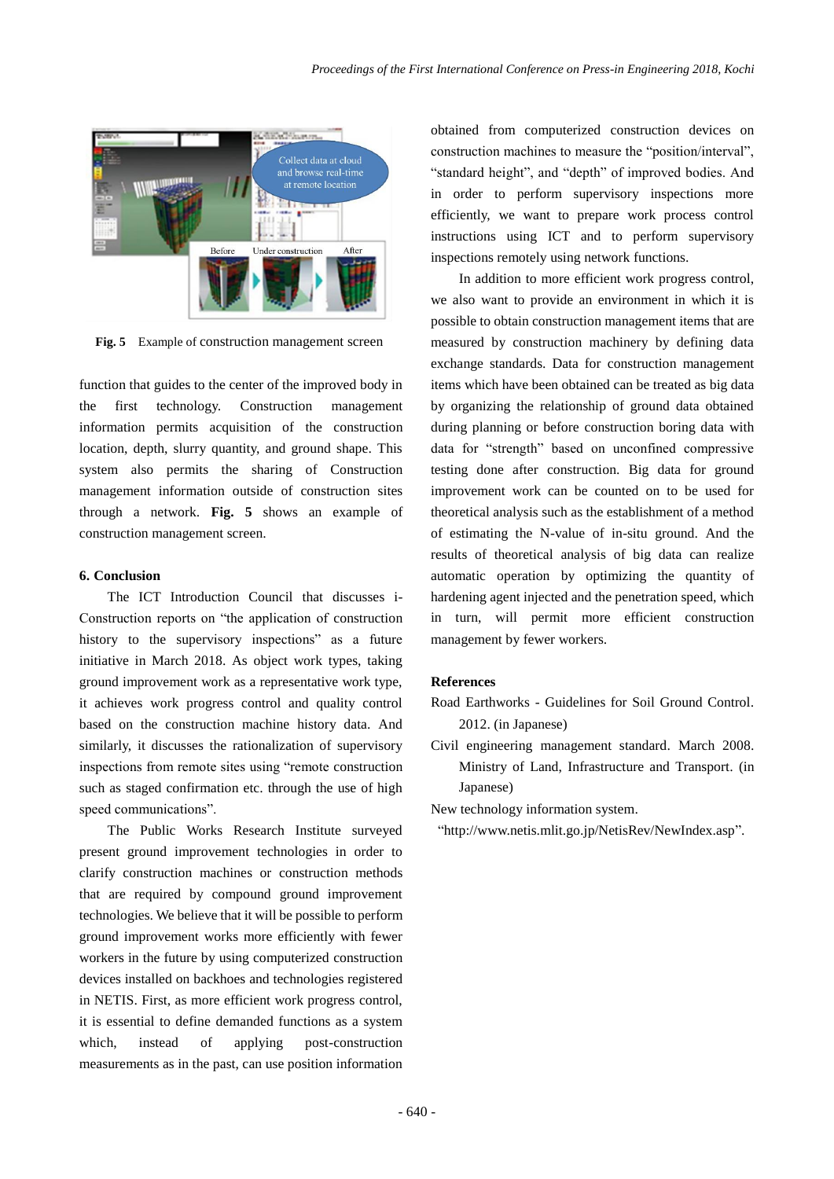Collect data at cloud and browse real-time at remote location

Before

Under construction

After

**Fig. 5** Example of construction management screen

function that guides to the center of the improved body in the first technology. Construction management information permits acquisition of the construction location, depth, slurry quantity, and ground shape. This system also permits the sharing of Construction management information outside of construction sites through a network. **Fig. 5** shows an example of construction management screen.

## 6. Conclusion

The ICT Introduction Council that discusses i-Construction reports on "the application of construction history to the supervisory inspections" as a future initiative in March 2018. As object work types, taking ground improvement work as a representative work type, it achieves work progress control and quality control based on the construction machine history data. And similarly, it discusses the rationalization of supervisory inspections from remote sites using "remote construction such as staged confirmation etc. through the use of high speed communications".

The Public Works Research Institute surveyed present ground improvement technologies in order to clarify construction machines or construction methods that are required by compound ground improvement technologies. We believe that it will be possible to perform ground improvement works more efficiently with fewer workers in the future by using computerized construction devices installed on backhoes and technologies registered in NETIS. First, as more efficient work progress control, it is essential to define demanded functions as a system which, instead of applying post-construction measurements as in the past, can use position information obtained from computerized construction devices on construction machines to measure the "position/interval", "standard height", and "depth" of improved bodies. And in order to perform supervisory inspections more efficiently, we want to prepare work process control instructions using ICT and to perform supervisory inspections remotely using network functions.

In addition to more efficient work progress control, we also want to provide an environment in which it is possible to obtain construction management items that are measured by construction machinery by defining data exchange standards. Data for construction management items which have been obtained can be treated as big data by organizing the relationship of ground data obtained during planning or before construction boring data with data for "strength" based on unconfined compressive testing done after construction. Big data for ground improvement work can be counted on to be used for theoretical analysis such as the establishment of a method of estimating the N-value of in-situ ground. And the results of theoretical analysis of big data can realize automatic operation by optimizing the quantity of hardening agent injected and the penetration speed, which in turn, will permit more efficient construction management by fewer workers.

## References

Road Earthworks - Guidelines for Soil Ground Control. 2012. (in Japanese)

Civil engineering management standard. March 2008. Ministry of Land, Infrastructure and Transport. (in Japanese)

New technology information system. "http://www.netis.mlit.go.jp/NetisRev/NewIndex.asp".